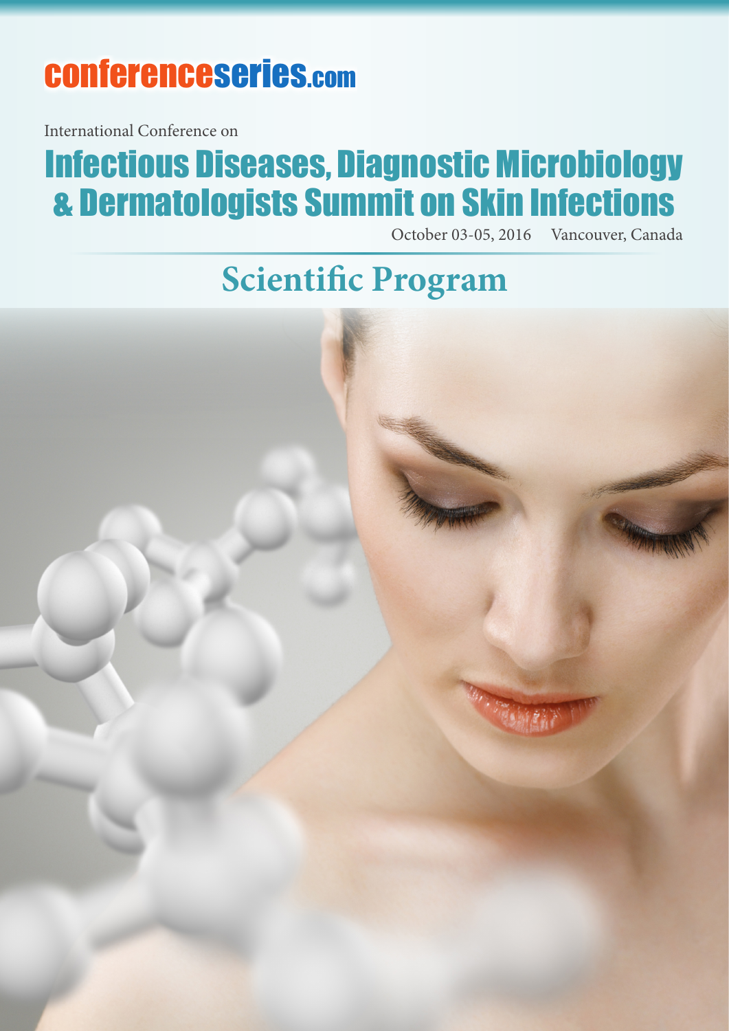conferenceseries.com

International Conference on

# Infectious Diseases, Diagnostic Microbiology & Dermatologists Summit on Skin Infections

October 03-05, 2016 Vancouver, Canada

## Scientific Program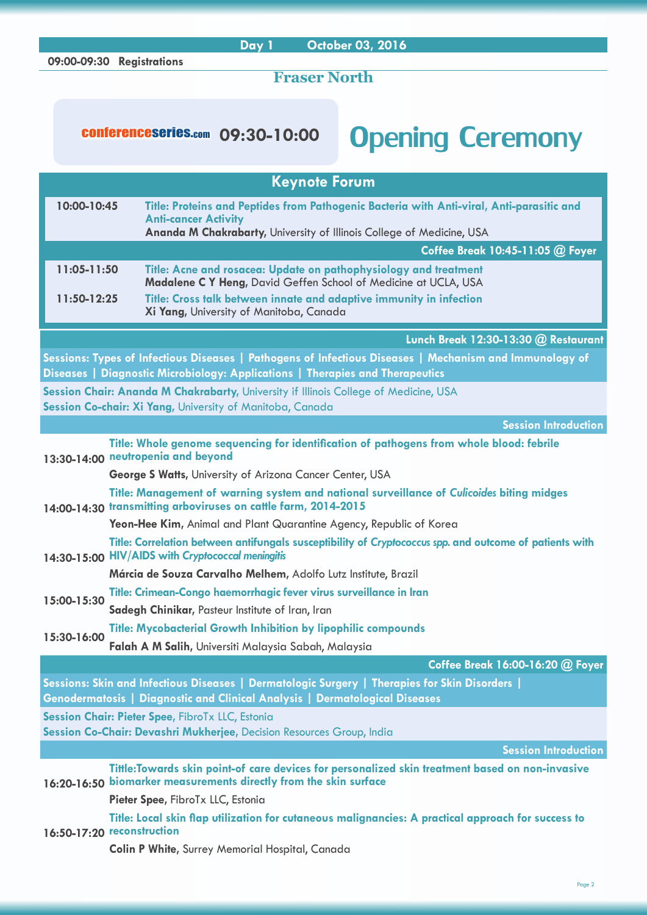## Day 1 October 03, 2016

**09:00-09:30 Registrations**

### Fraser North

conferenceseries.com **09:30-10:00**

# Opening Ceremony

## Keynote Forum

**10:00-10:45** **Title: Proteins and Peptides from Pathogenic Bacteria with Anti-viral, Anti-parasitic and Anti-cancer Activity**
**Ananda M Chakrabarty**, University of Illinois College of Medicine, USA

**Coffee Break 10:45-11:05 @ Foyer**

**11:05-11:50** **Title: Acne and rosacea: Update on pathophysiology and treatment**
**Madalene C Y Heng**, David Geffen School of Medicine at UCLA, USA

**11:50-12:25** **Title: Cross talk between innate and adaptive immunity in infection**
**Xi Yang**, University of Manitoba, Canada

**Lunch Break 12:30-13:30 @ Restaurant**

**Sessions: Types of Infectious Diseases | Pathogens of Infectious Diseases | Mechanism and Immunology of Diseases | Diagnostic Microbiology: Applications | Therapies and Therapeutics**

**Session Chair: Ananda M Chakrabarty,** University if Illinois College of Medicine, USA
**Session Co-chair: Xi Yang,** University of Manitoba, Canada

**Session Introduction**

**13:30-14:00** **Title: Whole genome sequencing for identification of pathogens from whole blood: febrile neutropenia and beyond**
**George S Watts**, University of Arizona Cancer Center, USA

**14:00-14:30** **Title: Management of warning system and national surveillance of *Culicoides* biting midges transmitting arboviruses on cattle farm, 2014-2015**
**Yeon-Hee Kim**, Animal and Plant Quarantine Agency, Republic of Korea

**14:30-15:00** **Title: Correlation between antifungals susceptibility of *Cryptococcus spp.* and outcome of patients with HIV/AIDS with *Cryptococcal meningitis***
**Márcia de Souza Carvalho Melhem**, Adolfo Lutz Institute, Brazil

**15:00-15:30** **Title: Crimean-Congo haemorrhagic fever virus surveillance in Iran**
**Sadegh Chinikar**, Pasteur Institute of Iran, Iran

**15:30-16:00** **Title: Mycobacterial Growth Inhibition by lipophilic compounds**
**Falah A M Salih**, Universiti Malaysia Sabah, Malaysia

**Coffee Break 16:00-16:20 @ Foyer**

**Sessions: Skin and Infectious Diseases | Dermatologic Surgery | Therapies for Skin Disorders | Genodermatosis | Diagnostic and Clinical Analysis | Dermatological Diseases**

**Session Chair: Pieter Spee,** FibroTx LLC, Estonia
**Session Co-Chair: Devashri Mukherjee,** Decision Resources Group, India

**Session Introduction**

**16:20-16:50** **Tittle:Towards skin point-of care devices for personalized skin treatment based on non-invasive biomarker measurements directly from the skin surface**
**Pieter Spee**, FibroTx LLC, Estonia

**16:50-17:20** **Title: Local skin flap utilization for cutaneous malignancies: A practical approach for success to reconstruction**
**Colin P White**, Surrey Memorial Hospital, Canada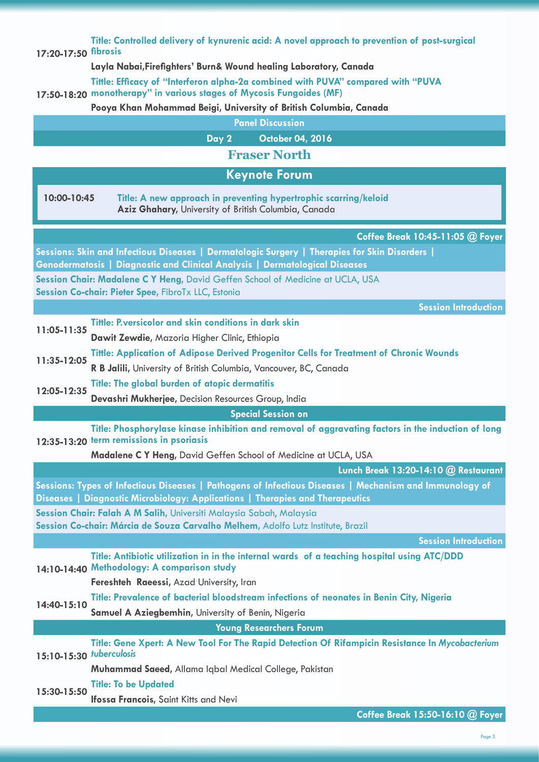**17:20-17:50** **Title: Controlled delivery of kynurenic acid: A novel approach to prevention of post-surgical fibrosis**
**Layla Nabai,Firefighters' Burn& Wound healing Laboratory, Canada**

**17:50-18:20** **Tittle: Efficacy of "Interferon alpha-2a combined with PUVA" compared with "PUVA monotherapy" in various stages of Mycosis Fungoides (MF)**
**Pooya Khan Mohammad Beigi, University of British Columbia, Canada**

**Panel Discussion**

**Day 2 October 04, 2016**

## Fraser North

## Keynote Forum

**10:00-10:45** **Title: A new approach in preventing hypertrophic scarring/keloid**
**Aziz Ghahary,** University of British Columbia, Canada

**Coffee Break 10:45-11:05 @ Foyer**

**Sessions: Skin and Infectious Diseases | Dermatologic Surgery | Therapies for Skin Disorders | Genodermatosis | Diagnostic and Clinical Analysis | Dermatological Diseases**

**Session Chair: Madalene C Y Heng,** David Geffen School of Medicine at UCLA, USA
**Session Co-chair: Pieter Spee,** FibroTx LLC, Estonia

**Session Introduction**

**11:05-11:35** **Tittle: P.versicolor and skin conditions in dark skin**
**Dawit Zewdie,** Mazoria Higher Clinic, Ethiopia

**11:35-12:05** **Tittle: Application of Adipose Derived Progenitor Cells for Treatment of Chronic Wounds**
**R B Jalili,** University of British Columbia, Vancouver, BC, Canada

**12:05-12:35** **Title: The global burden of atopic dermatitis**
**Devashri Mukherjee,** Decision Resources Group, India

**Special Session on**

**12:35-13:20** **Title: Phosphorylase kinase inhibition and removal of aggravating factors in the induction of long term remissions in psoriasis**
**Madalene C Y Heng,** David Geffen School of Medicine at UCLA, USA

**Lunch Break 13:20-14:10 @ Restaurant**

**Sessions: Types of Infectious Diseases | Pathogens of Infectious Diseases | Mechanism and Immunology of Diseases | Diagnostic Microbiology: Applications | Therapies and Therapeutics**

**Session Chair: Falah A M Salih,** Universiti Malaysia Sabah, Malaysia
**Session Co-chair: Márcia de Souza Carvalho Melhem,** Adolfo Lutz Institute, Brazil

**Session Introduction**

**14:10-14:40** **Title: Antibiotic utilization in in the internal wards of a teaching hospital using ATC/DDD Methodology: A comparison study**
**Fereshteh Raeessi,** Azad University, Iran

**14:40-15:10** **Title: Prevalence of bacterial bloodstream infections of neonates in Benin City, Nigeria**
**Samuel A Aziegbemhin,** University of Benin, Nigeria

**Young Researchers Forum**

**15:10-15:30** **Title: Gene Xpert: A New Tool For The Rapid Detection Of Rifampicin Resistance In *Mycobacterium tuberculosis***
**Muhammad Saeed,** Allama Iqbal Medical College, Pakistan

**15:30-15:50** **Title: To be Updated**
**Ifossa Francois,** Saint Kitts and Nevi

**Coffee Break 15:50-16:10 @ Foyer**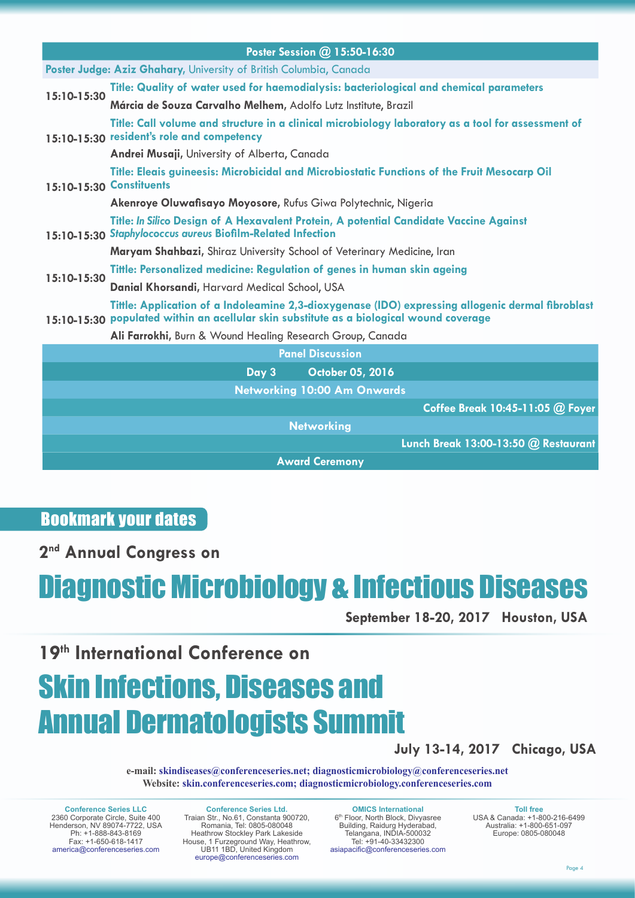**Poster Session @ 15:50-16:30**

**Poster Judge: Aziz Ghahary,** University of British Columbia, Canada

| | |
|---|---|
| 15:10-15:30 | **Title: Quality of water used for haemodialysis: bacteriological and chemical parameters**<br>**Márcia de Souza Carvalho Melhem,** Adolfo Lutz Institute, Brazil |
| 15:10-15:30 | **Title: Call volume and structure in a clinical microbiology laboratory as a tool for assessment of resident's role and competency**<br>**Andrei Musaji,** University of Alberta, Canada |
| 15:10-15:30 | **Title: Eleais guineesis: Microbicidal and Microbiostatic Functions of the Fruit Mesocarp Oil Constituents**<br>**Akenroye Oluwafisayo Moyosore,** Rufus Giwa Polytechnic, Nigeria |
| 15:10-15:30 | **Title: *In Silico* Design of A Hexavalent Protein, A potential Candidate Vaccine Against *Staphylococcus aureus* Biofilm-Related Infection**<br>**Maryam Shahbazi,** Shiraz University School of Veterinary Medicine, Iran |
| 15:10-15:30 | **Tittle: Personalized medicine: Regulation of genes in human skin ageing**<br>**Danial Khorsandi,** Harvard Medical School, USA |
| 15:10-15:30 | **Tittle: Application of a Indoleamine 2,3-dioxygenase (IDO) expressing allogenic dermal fibroblast populated within an acellular skin substitute as a biological wound coverage**<br>**Ali Farrokhi,** Burn & Wound Healing Research Group, Canada |

**Panel Discussion**

**Day 3 October 05, 2016**

**Networking 10:00 Am Onwards**

**Coffee Break 10:45-11:05 @ Foyer**

**Networking**

**Lunch Break 13:00-13:50 @ Restaurant**

**Award Ceremony**

## Bookmark your dates

**2nd Annual Congress on**

# Diagnostic Microbiology & Infectious Diseases

**September 18-20, 2017 Houston, USA**

**19th International Conference on**

# Skin Infections, Diseases and Annual Dermatologists Summit

**July 13-14, 2017 Chicago, USA**

**e-mail:** skindiseases@conferenceseries.net; diagnosticmicrobiology@conferenceseries.net
**Website:** skin.conferenceseries.com; diagnosticmicrobiology.conferenceseries.com

**Conference Series LLC**
2360 Corporate Circle, Suite 400
Henderson, NV 89074-7722, USA
Ph: +1-888-843-8169
Fax: +1-650-618-1417
america@conferenceseries.com

**Conference Series Ltd.**
Traian Str., No.61, Constanta 900720, Romania, Tel: 0805-080048
Heathrow Stockley Park Lakeside House, 1 Furzeground Way, Heathrow, UB11 1BD, United Kingdom
europe@conferenceseries.com

**OMICS International**
6th Floor, North Block, Divyasree Building, Raidurg Hyderabad, Telangana, INDIA-500032
Tel: +91-40-33432300
asiapacific@conferenceseries.com

**Toll free**
USA & Canada: +1-800-216-6499
Australia: +1-800-651-097
Europe: 0805-080048